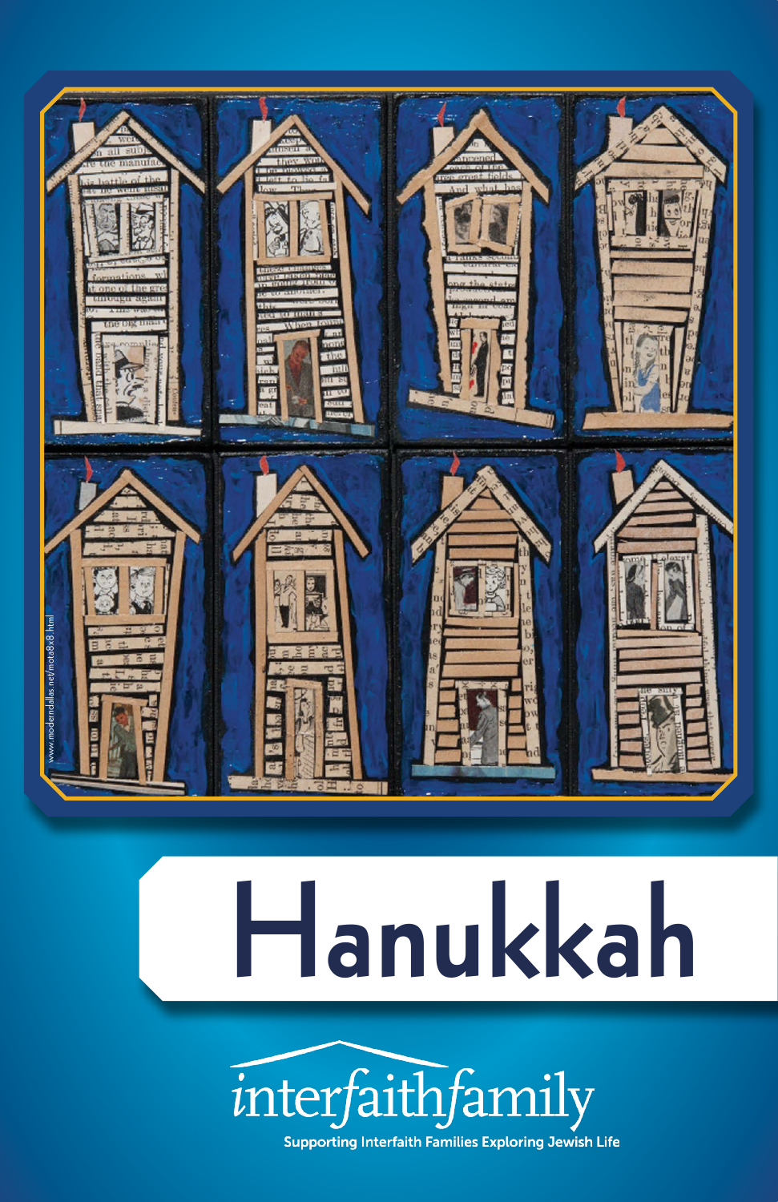www.moderndallas.net/mota8x8.html

# Hanukkah

interfaithfamily

Supporting Interfaith Families Exploring Jewish Life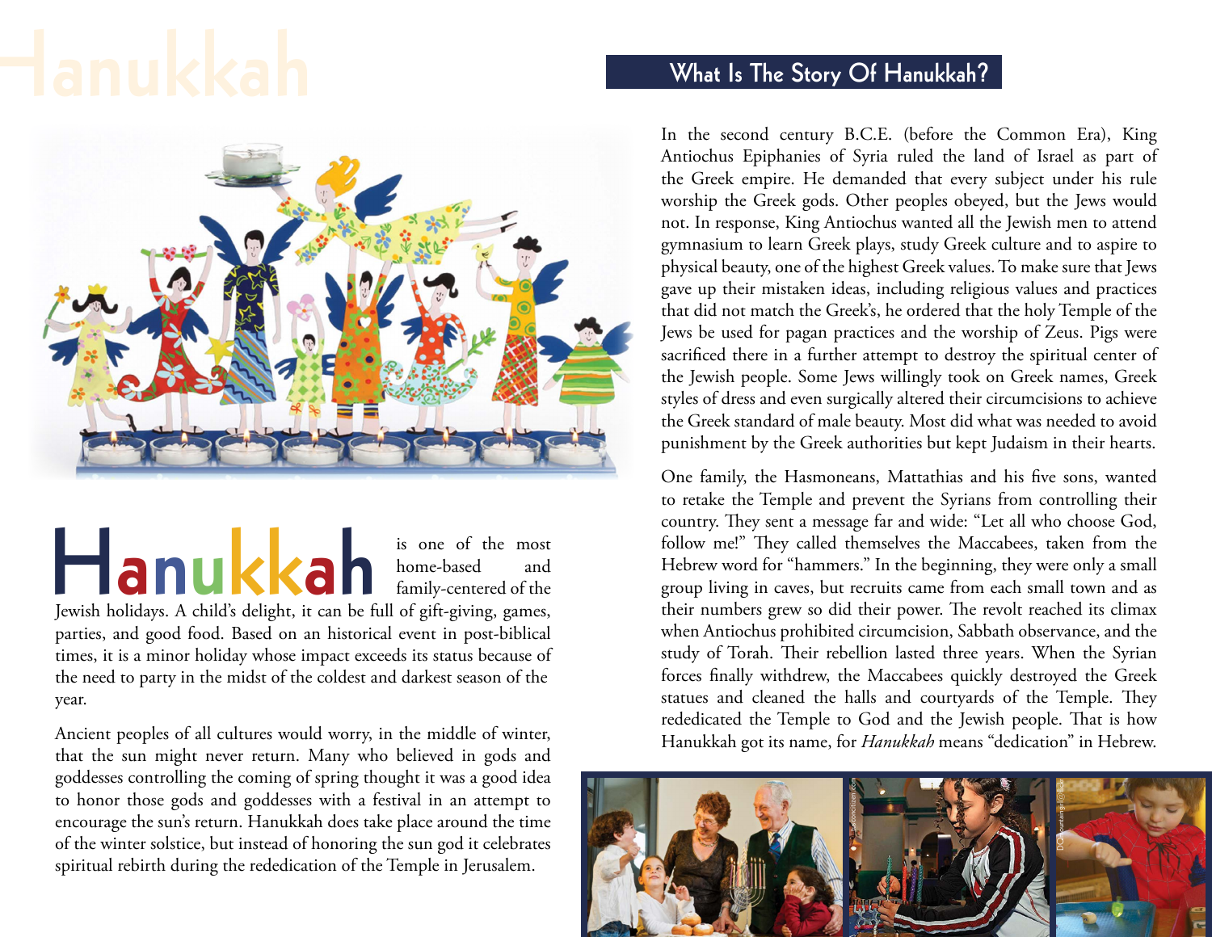# Hanukkah

**Hanukkah** is one of the most home-based and family-centered of the Jewish holidays. A child's delight, it can be full of gift-giving, games, parties, and good food. Based on an historical event in post-biblical times, it is a minor holiday whose impact exceeds its status because of the need to party in the midst of the coldest and darkest season of the year.

Ancient peoples of all cultures would worry, in the middle of winter, that the sun might never return. Many who believed in gods and goddesses controlling the coming of spring thought it was a good idea to honor those gods and goddesses with a festival in an attempt to encourage the sun's return. Hanukkah does take place around the time of the winter solstice, but instead of honoring the sun god it celebrates spiritual rebirth during the rededication of the Temple in Jerusalem.

## What Is The Story Of Hanukkah?

In the second century B.C.E. (before the Common Era), King Antiochus Epiphanies of Syria ruled the land of Israel as part of the Greek empire. He demanded that every subject under his rule worship the Greek gods. Other peoples obeyed, but the Jews would not. In response, King Antiochus wanted all the Jewish men to attend gymnasium to learn Greek plays, study Greek culture and to aspire to physical beauty, one of the highest Greek values. To make sure that Jews gave up their mistaken ideas, including religious values and practices that did not match the Greek's, he ordered that the holy Temple of the Jews be used for pagan practices and the worship of Zeus. Pigs were sacrificed there in a further attempt to destroy the spiritual center of the Jewish people. Some Jews willingly took on Greek names, Greek styles of dress and even surgically altered their circumcisions to achieve the Greek standard of male beauty. Most did what was needed to avoid punishment by the Greek authorities but kept Judaism in their hearts.

One family, the Hasmoneans, Mattathias and his five sons, wanted to retake the Temple and prevent the Syrians from controlling their country. They sent a message far and wide: "Let all who choose God, follow me!" They called themselves the Maccabees, taken from the Hebrew word for "hammers." In the beginning, they were only a small group living in caves, but recruits came from each small town and as their numbers grew so did their power. The revolt reached its climax when Antiochus prohibited circumcision, Sabbath observance, and the study of Torah. Their rebellion lasted three years. When the Syrian forces finally withdrew, the Maccabees quickly destroyed the Greek statues and cleaned the halls and courtyards of the Temple. They rededicated the Temple to God and the Jewish people. That is how Hanukkah got its name, for *Hanukkah* means "dedication" in Hebrew.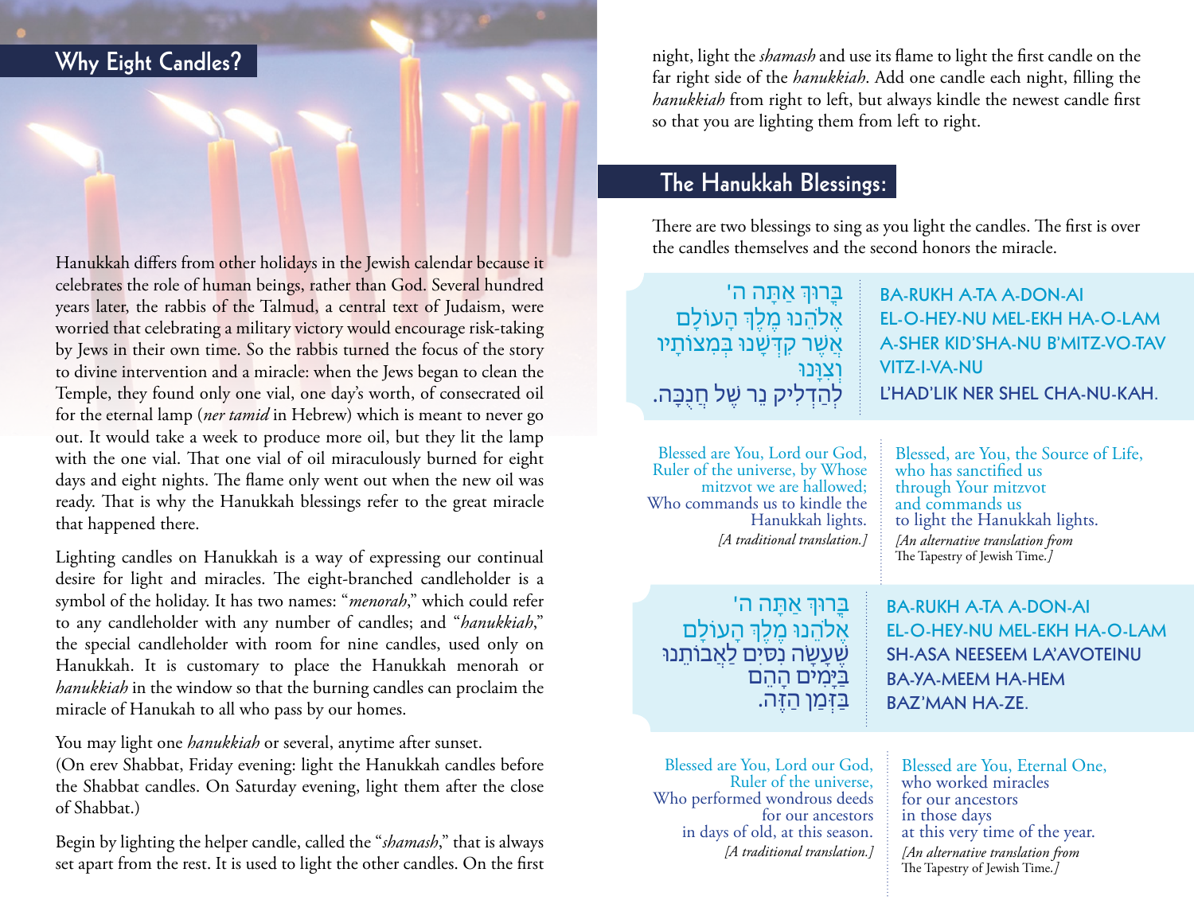## Why Eight Candles?

Hanukkah differs from other holidays in the Jewish calendar because it celebrates the role of human beings, rather than God. Several hundred years later, the rabbis of the Talmud, a central text of Judaism, were worried that celebrating a military victory would encourage risk-taking by Jews in their own time. So the rabbis turned the focus of the story to divine intervention and a miracle: when the Jews began to clean the Temple, they found only one vial, one day's worth, of consecrated oil for the eternal lamp (*ner tamid* in Hebrew) which is meant to never go out. It would take a week to produce more oil, but they lit the lamp with the one vial. That one vial of oil miraculously burned for eight days and eight nights. The flame only went out when the new oil was ready. That is why the Hanukkah blessings refer to the great miracle that happened there.

Lighting candles on Hanukkah is a way of expressing our continual desire for light and miracles. The eight-branched candleholder is a symbol of the holiday. It has two names: "*menorah*," which could refer to any candleholder with any number of candles; and "*hanukkiah*," the special candleholder with room for nine candles, used only on Hanukkah. It is customary to place the Hanukkah menorah or *hanukkiah* in the window so that the burning candles can proclaim the miracle of Hanukah to all who pass by our homes.

You may light one *hanukkiah* or several, anytime after sunset.
(On erev Shabbat, Friday evening: light the Hanukkah candles before the Shabbat candles. On Saturday evening, light them after the close of Shabbat.)

Begin by lighting the helper candle, called the "*shamash*," that is always set apart from the rest. It is used to light the other candles. On the first night, light the *shamash* and use its flame to light the first candle on the far right side of the *hanukkiah*. Add one candle each night, filling the *hanukkiah* from right to left, but always kindle the newest candle first so that you are lighting them from left to right.

## The Hanukkah Blessings:

There are two blessings to sing as you light the candles. The first is over the candles themselves and the second honors the miracle.

בָּרוּךְ אַתָּה ה'
אֱלֹהֵנוּ מֶלֶךְ הָעוֹלָם
אֲשֶׁר קִדְּשָׁנוּ בְּמִצוֹתָיו
וְצִוָּנוּ
לְהַדְלִיק נֵר שֶׁל חֲנֻכָּה.

BA-RUKH A-TA A-DON-AI
EL-O-HEY-NU MEL-EKH HA-O-LAM
A-SHER KID'SHA-NU B'MITZ-VO-TAV
VITZ-I-VA-NU
L'HAD'LIK NER SHEL CHA-NU-KAH.

Blessed are You, Lord our God,
Ruler of the universe, by Whose
mitzvot we are hallowed;
Who commands us to kindle the
Hanukkah lights.
*[A traditional translation.]*

Blessed, are You, the Source of Life,
who has sanctified us
through Your mitzvot
and commands us
to light the Hanukkah lights.
*[An alternative translation from* The Tapestry of Jewish Time.*]*

בָּרוּךְ אַתָּה ה'
אֱלֹהֵנוּ מֶלֶךְ הָעוֹלָם
שֶׁעָשָׂה נִסִּים לַאֲבוֹתֵנוּ
בַּיָּמִים הָהֵם
בַּזְּמַן הַזֶּה.

BA-RUKH A-TA A-DON-AI
EL-O-HEY-NU MEL-EKH HA-O-LAM
SH-ASA NEESEEM LA'AVOTEINU
BA-YA-MEEM HA-HEM
BAZ'MAN HA-ZE.

Blessed are You, Lord our God,
Ruler of the universe,
Who performed wondrous deeds
for our ancestors
in days of old, at this season.
*[A traditional translation.]*

Blessed are You, Eternal One,
who worked miracles
for our ancestors
in those days
at this very time of the year.
*[An alternative translation from* The Tapestry of Jewish Time.*]*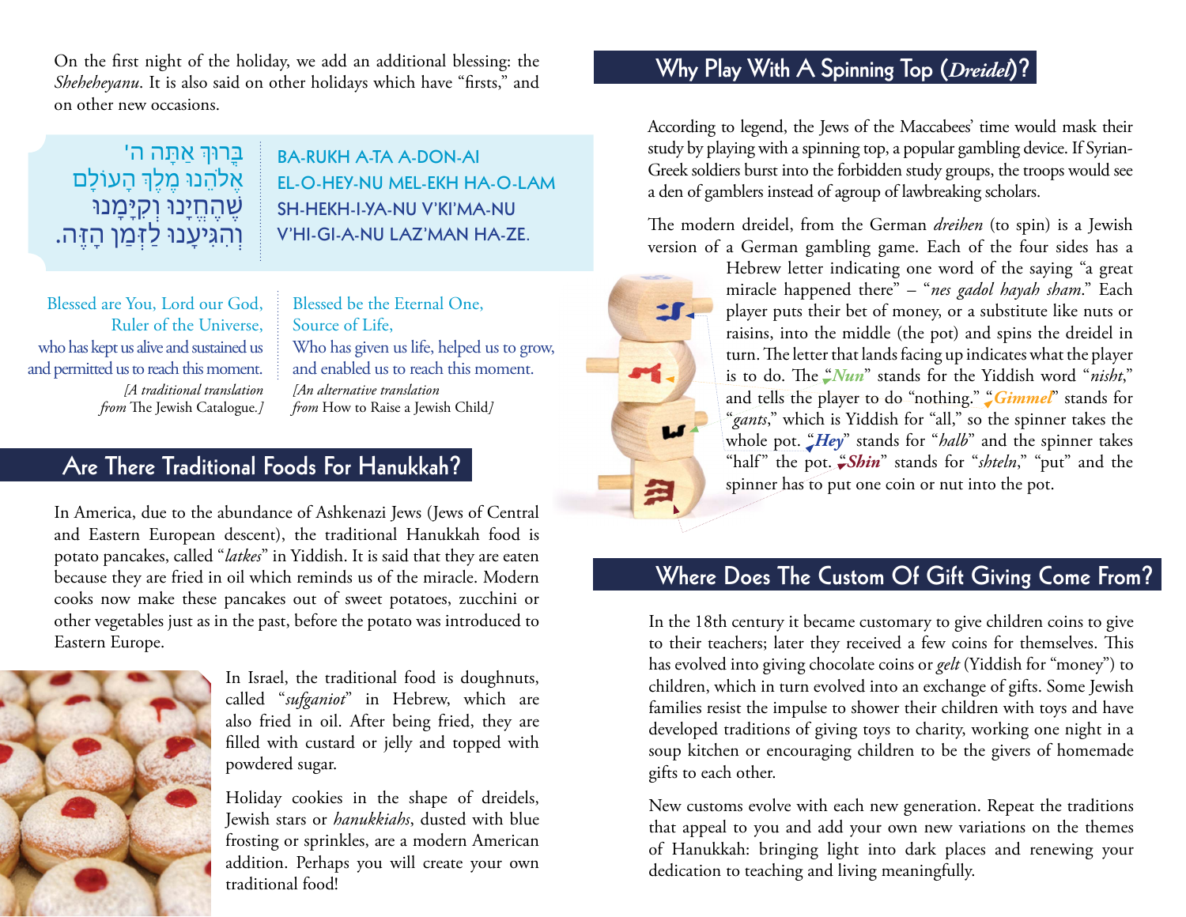On the first night of the holiday, we add an additional blessing: the *Sheheheyanu*. It is also said on other holidays which have "firsts," and on other new occasions.

בָּרוּךְ אַתָּה ה'
אֱלֹהֵינוּ מֶלֶךְ הָעוֹלָם
שֶׁהֶחֱיָנוּ וְקִיְּמָנוּ
וְהִגִּיעָנוּ לַזְּמַן הַזֶּה.

BA-RUKH A-TA A-DON-AI
EL-O-HEY-NU MEL-EKH HA-O-LAM
SH-HEKH-I-YA-NU V'KI'MA-NU
V'HI-GI-A-NU LAZ'MAN HA-ZE.

Blessed are You, Lord our God,
Ruler of the Universe,
who has kept us alive and sustained us
and permitted us to reach this moment.
*[A traditional translation from* The Jewish Catalogue.*]*

Blessed be the Eternal One,
Source of Life,
Who has given us life, helped us to grow,
and enabled us to reach this moment.
*[An alternative translation from* How to Raise a Jewish Child*]*

## Are There Traditional Foods For Hanukkah?

In America, due to the abundance of Ashkenazi Jews (Jews of Central and Eastern European descent), the traditional Hanukkah food is potato pancakes, called "*latkes*" in Yiddish. It is said that they are eaten because they are fried in oil which reminds us of the miracle. Modern cooks now make these pancakes out of sweet potatoes, zucchini or other vegetables just as in the past, before the potato was introduced to Eastern Europe.

In Israel, the traditional food is doughnuts, called "*sufganiot*" in Hebrew, which are also fried in oil. After being fried, they are filled with custard or jelly and topped with powdered sugar.

Holiday cookies in the shape of dreidels, Jewish stars or *hanukkiahs*, dusted with blue frosting or sprinkles, are a modern American addition. Perhaps you will create your own traditional food!

## Why Play With A Spinning Top (*Dreidel*)?

According to legend, the Jews of the Maccabees' time would mask their study by playing with a spinning top, a popular gambling device. If Syrian-Greek soldiers burst into the forbidden study groups, the troops would see a den of gamblers instead of agroup of lawbreaking scholars.

The modern dreidel, from the German *dreihen* (to spin) is a Jewish version of a German gambling game. Each of the four sides has a Hebrew letter indicating one word of the saying "a great miracle happened there" – "*nes gadol hayah sham*." Each player puts their bet of money, or a substitute like nuts or raisins, into the middle (the pot) and spins the dreidel in turn. The letter that lands facing up indicates what the player is to do. The "*Nun*" stands for the Yiddish word "*nisht*," and tells the player to do "nothing." "*Gimmel*" stands for "*gants*," which is Yiddish for "all," so the spinner takes the whole pot. "*Hey*" stands for "*halb*" and the spinner takes "half" the pot. "*Shin*" stands for "*shteln*," "put" and the spinner has to put one coin or nut into the pot.

## Where Does The Custom Of Gift Giving Come From?

In the 18th century it became customary to give children coins to give to their teachers; later they received a few coins for themselves. This has evolved into giving chocolate coins or *gelt* (Yiddish for "money") to children, which in turn evolved into an exchange of gifts. Some Jewish families resist the impulse to shower their children with toys and have developed traditions of giving toys to charity, working one night in a soup kitchen or encouraging children to be the givers of homemade gifts to each other.

New customs evolve with each new generation. Repeat the traditions that appeal to you and add your own new variations on the themes of Hanukkah: bringing light into dark places and renewing your dedication to teaching and living meaningfully.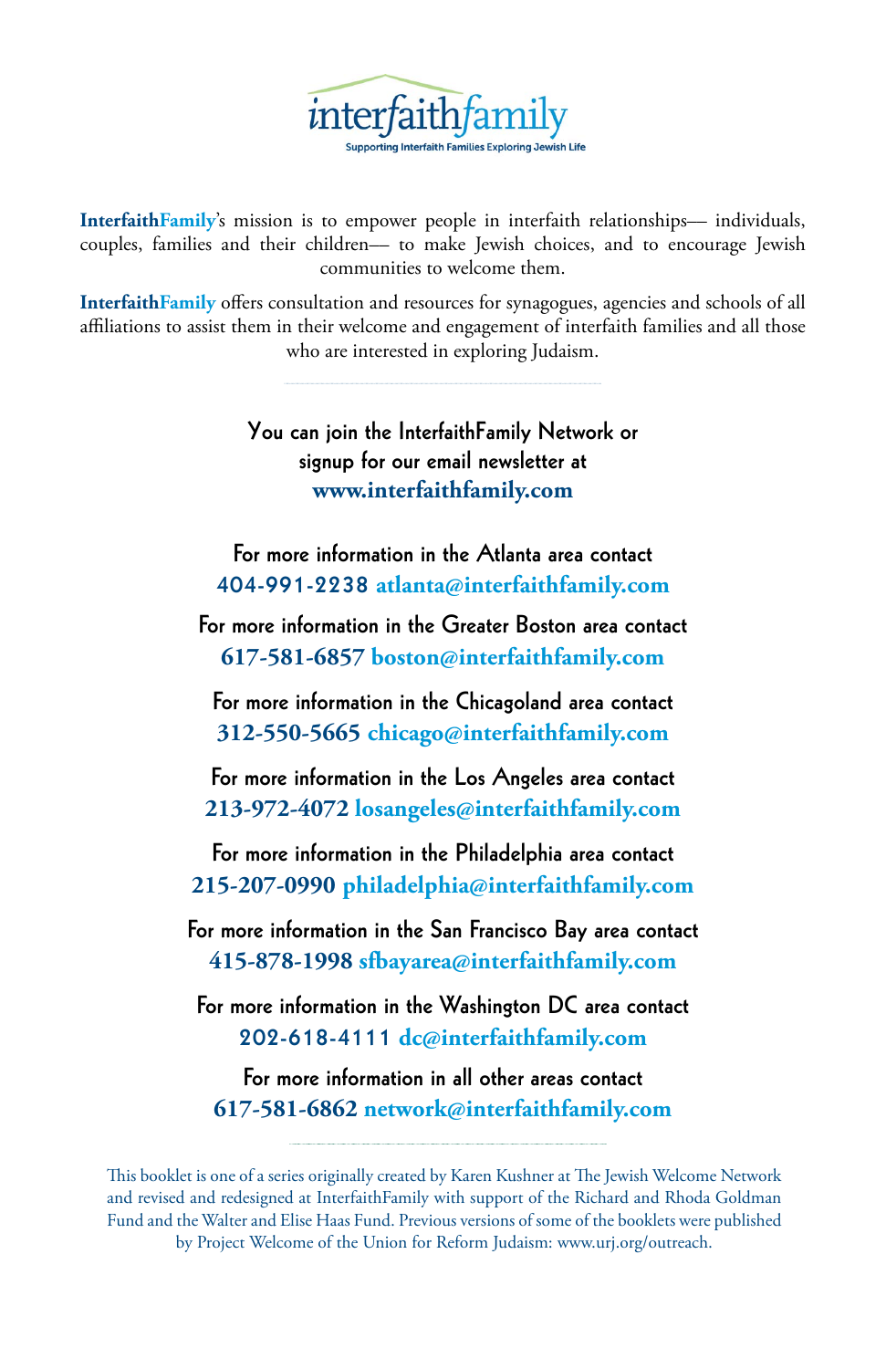interfaithfamily

Supporting Interfaith Families Exploring Jewish Life

**InterfaithFamily**'s mission is to empower people in interfaith relationships— individuals, couples, families and their children— to make Jewish choices, and to encourage Jewish communities to welcome them.

**InterfaithFamily** offers consultation and resources for synagogues, agencies and schools of all affiliations to assist them in their welcome and engagement of interfaith families and all those who are interested in exploring Judaism.

---

You can join the InterfaithFamily Network or signup for our email newsletter at
**www.interfaithfamily.com**

For more information in the Atlanta area contact
**404-991-2238 atlanta@interfaithfamily.com**

For more information in the Greater Boston area contact
**617-581-6857 boston@interfaithfamily.com**

For more information in the Chicagoland area contact
**312-550-5665 chicago@interfaithfamily.com**

For more information in the Los Angeles area contact
**213-972-4072 losangeles@interfaithfamily.com**

For more information in the Philadelphia area contact
**215-207-0990 philadelphia@interfaithfamily.com**

For more information in the San Francisco Bay area contact
**415-878-1998 sfbayarea@interfaithfamily.com**

For more information in the Washington DC area contact
**202-618-4111 dc@interfaithfamily.com**

For more information in all other areas contact
**617-581-6862 network@interfaithfamily.com**

---

This booklet is one of a series originally created by Karen Kushner at The Jewish Welcome Network and revised and redesigned at InterfaithFamily with support of the Richard and Rhoda Goldman Fund and the Walter and Elise Haas Fund. Previous versions of some of the booklets were published by Project Welcome of the Union for Reform Judaism: www.urj.org/outreach.